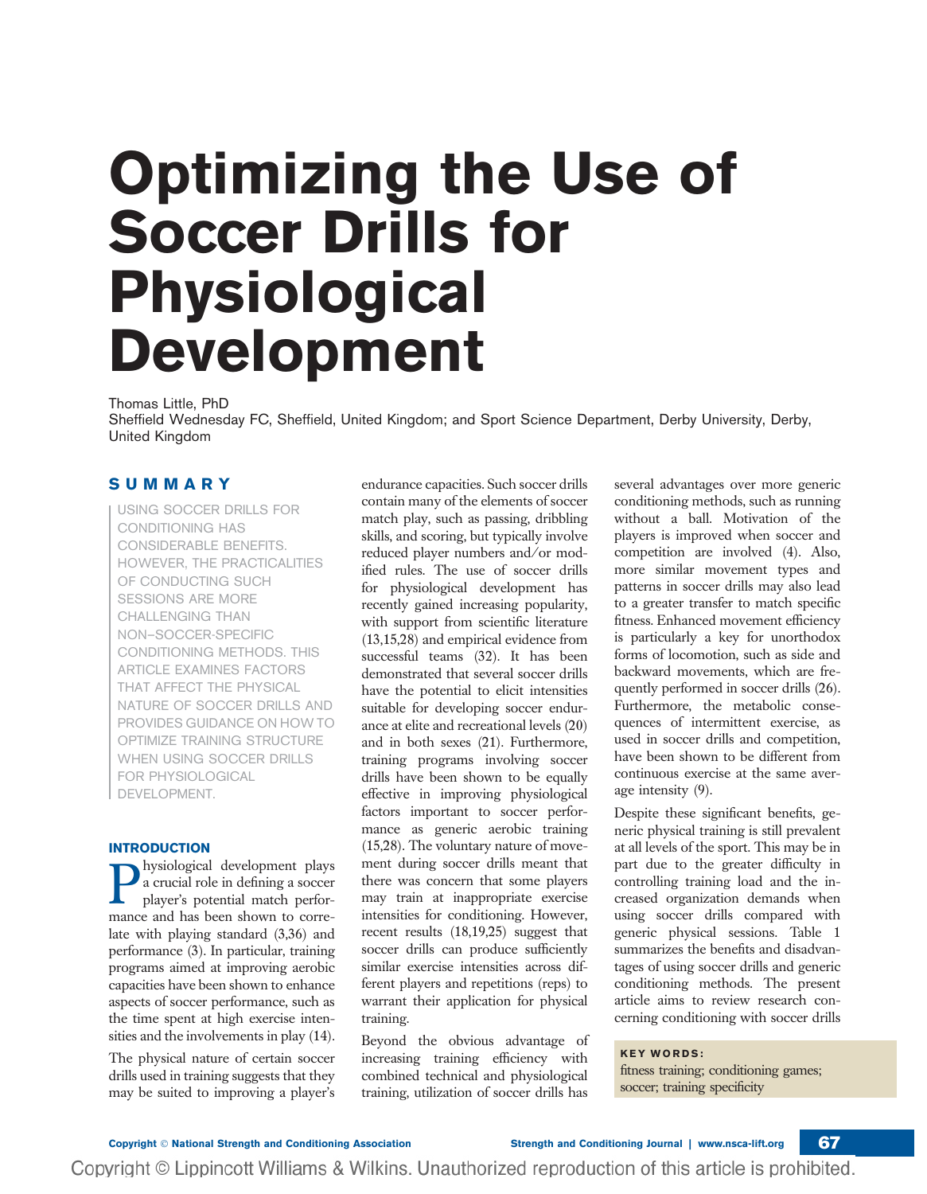# Optimizing the Use of Soccer Drills for Physiological Development

Thomas Little, PhD
Sheffield Wednesday FC, Sheffield, United Kingdom; and Sport Science Department, Derby University, Derby, United Kingdom

## SUMMARY

USING SOCCER DRILLS FOR CONDITIONING HAS CONSIDERABLE BENEFITS. HOWEVER, THE PRACTICALITIES OF CONDUCTING SUCH SESSIONS ARE MORE CHALLENGING THAN NON–SOCCER-SPECIFIC CONDITIONING METHODS. THIS ARTICLE EXAMINES FACTORS THAT AFFECT THE PHYSICAL NATURE OF SOCCER DRILLS AND PROVIDES GUIDANCE ON HOW TO OPTIMIZE TRAINING STRUCTURE WHEN USING SOCCER DRILLS FOR PHYSIOLOGICAL DEVELOPMENT.

## INTRODUCTION

Physiological development plays a crucial role in defining a soccer player's potential match performance and has been shown to correlate with playing standard (3,36) and performance (3). In particular, training programs aimed at improving aerobic capacities have been shown to enhance aspects of soccer performance, such as the time spent at high exercise intensities and the involvements in play (14).

The physical nature of certain soccer drills used in training suggests that they may be suited to improving a player's endurance capacities. Such soccer drills contain many of the elements of soccer match play, such as passing, dribbling skills, and scoring, but typically involve reduced player numbers and/or modified rules. The use of soccer drills for physiological development has recently gained increasing popularity, with support from scientific literature (13,15,28) and empirical evidence from successful teams (32). It has been demonstrated that several soccer drills have the potential to elicit intensities suitable for developing soccer endurance at elite and recreational levels (20) and in both sexes (21). Furthermore, training programs involving soccer drills have been shown to be equally effective in improving physiological factors important to soccer performance as generic aerobic training (15,28). The voluntary nature of movement during soccer drills meant that there was concern that some players may train at inappropriate exercise intensities for conditioning. However, recent results (18,19,25) suggest that soccer drills can produce sufficiently similar exercise intensities across different players and repetitions (reps) to warrant their application for physical training.

Beyond the obvious advantage of increasing training efficiency with combined technical and physiological training, utilization of soccer drills has several advantages over more generic conditioning methods, such as running without a ball. Motivation of the players is improved when soccer and competition are involved (4). Also, more similar movement types and patterns in soccer drills may also lead to a greater transfer to match specific fitness. Enhanced movement efficiency is particularly a key for unorthodox forms of locomotion, such as side and backward movements, which are frequently performed in soccer drills (26). Furthermore, the metabolic consequences of intermittent exercise, as used in soccer drills and competition, have been shown to be different from continuous exercise at the same average intensity (9).

Despite these significant benefits, generic physical training is still prevalent at all levels of the sport. This may be in part due to the greater difficulty in controlling training load and the increased organization demands when using soccer drills compared with generic physical sessions. Table 1 summarizes the benefits and disadvantages of using soccer drills and generic conditioning methods. The present article aims to review research concerning conditioning with soccer drills

**KEY WORDS:**
fitness training; conditioning games; soccer; training specificity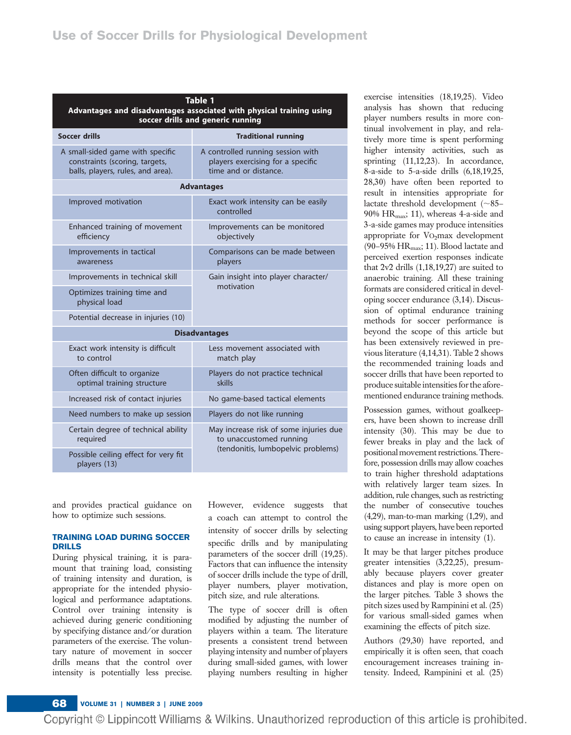**Table 1**
**Advantages and disadvantages associated with physical training using soccer drills and generic running**

| Soccer drills | Traditional running |
| --- | --- |
| A small-sided game with specific constraints (scoring, targets, balls, players, rules, and area). | A controlled running session with players exercising for a specific time and or distance. |
| **Advantages** | |
| Improved motivation | Exact work intensity can be easily controlled |
| Enhanced training of movement efficiency | Improvements can be monitored objectively |
| Improvements in tactical awareness | Comparisons can be made between players |
| Improvements in technical skill | Gain insight into player character/ motivation |
| Optimizes training time and physical load | |
| Potential decrease in injuries (10) | |
| **Disadvantages** | |
| Exact work intensity is difficult to control | Less movement associated with match play |
| Often difficult to organize optimal training structure | Players do not practice technical skills |
| Increased risk of contact injuries | No game-based tactical elements |
| Need numbers to make up session | Players do not like running |
| Certain degree of technical ability required | May increase risk of some injuries due to unaccustomed running (tendonitis, lumbopelvic problems) |
| Possible ceiling effect for very fit players (13) | |

and provides practical guidance on how to optimize such sessions.

## TRAINING LOAD DURING SOCCER DRILLS

During physical training, it is paramount that training load, consisting of training intensity and duration, is appropriate for the intended physiological and performance adaptations. Control over training intensity is achieved during generic conditioning by specifying distance and/or duration parameters of the exercise. The voluntary nature of movement in soccer drills means that the control over intensity is potentially less precise. However, evidence suggests that a coach can attempt to control the intensity of soccer drills by selecting specific drills and by manipulating parameters of the soccer drill (19,25). Factors that can influence the intensity of soccer drills include the type of drill, player numbers, player motivation, pitch size, and rule alterations.

The type of soccer drill is often modified by adjusting the number of players within a team. The literature presents a consistent trend between playing intensity and number of players during small-sided games, with lower playing numbers resulting in higher exercise intensities (18,19,25). Video analysis has shown that reducing player numbers results in more continual involvement in play, and relatively more time is spent performing higher intensity activities, such as sprinting (11,12,23). In accordance, 8-a-side to 5-a-side drills (6,18,19,25, 28,30) have often been reported to result in intensities appropriate for lactate threshold development (~85–90% $HR_{max}$; 11), whereas 4-a-side and 3-a-side games may produce intensities appropriate for $V_{O_2}$max development (90–95% $HR_{max}$; 11). Blood lactate and perceived exertion responses indicate that 2v2 drills (1,18,19,27) are suited to anaerobic training. All these training formats are considered critical in developing soccer endurance (3,14). Discussion of optimal endurance training methods for soccer performance is beyond the scope of this article but has been extensively reviewed in previous literature (4,14,31). Table 2 shows the recommended training loads and soccer drills that have been reported to produce suitable intensities for the aforementioned endurance training methods.

Possession games, without goalkeepers, have been shown to increase drill intensity (30). This may be due to fewer breaks in play and the lack of positional movement restrictions. Therefore, possession drills may allow coaches to train higher threshold adaptations with relatively larger team sizes. In addition, rule changes, such as restricting the number of consecutive touches (4,29), man-to-man marking (1,29), and using support players, have been reported to cause an increase in intensity (1).

It may be that larger pitches produce greater intensities (3,22,25), presumably because players cover greater distances and play is more open on the larger pitches. Table 3 shows the pitch sizes used by Rampinini et al. (25) for various small-sided games when examining the effects of pitch size.

Authors (29,30) have reported, and empirically it is often seen, that coach encouragement increases training intensity. Indeed, Rampinini et al. (25)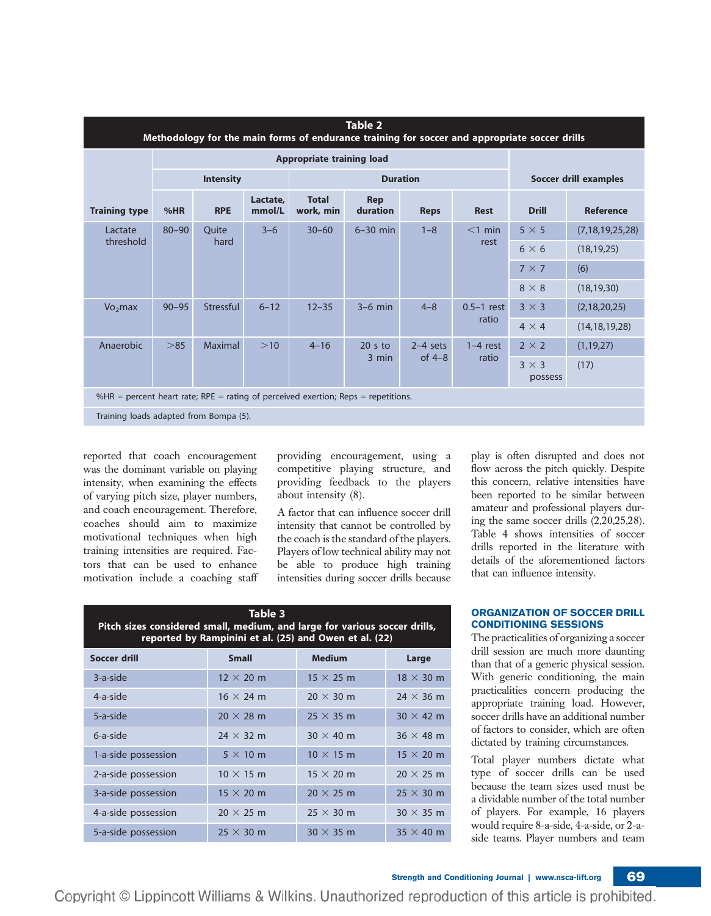| Table 2 Methodology for the main forms of endurance training for soccer and appropriate soccer drills | | | | | | | | | |
|---|---|---|---|---|---|---|---|---|---|
| | Appropriate training load | | | | | | | Soccer drill examples | |
| | Intensity | | | Duration | | | | | |
| Training type | %HR | RPE | Lactate, mmol/L | Total work, min | Rep duration | Reps | Rest | Drill | Reference |
| Lactate threshold | 80–90 | Quite hard | 3–6 | 30–60 | 6–30 min | 1–8 | <1 min rest | 5 × 5 | (7,18,19,25,28) |
| | | | | | | | | 6 × 6 | (18,19,25) |
| | | | | | | | | 7 × 7 | (6) |
| | | | | | | | | 8 × 8 | (18,19,30) |
| $Vo_2$max | 90–95 | Stressful | 6–12 | 12–35 | 3–6 min | 4–8 | 0.5–1 rest ratio | 3 × 3 | (2,18,20,25) |
| | | | | | | | | 4 × 4 | (14,18,19,28) |
| Anaerobic | >85 | Maximal | >10 | 4–16 | 20 s to 3 min | 2–4 sets of 4–8 | 1–4 rest ratio | 2 × 2 | (1,19,27) |
| | | | | | | | | 3 × 3 possess | (17) |

%HR = percent heart rate; RPE = rating of perceived exertion; Reps = repetitions.

Training loads adapted from Bompa (5).

reported that coach encouragement was the dominant variable on playing intensity, when examining the effects of varying pitch size, player numbers, and coach encouragement. Therefore, coaches should aim to maximize motivational techniques when high training intensities are required. Factors that can be used to enhance motivation include a coaching staff providing encouragement, using a competitive playing structure, and providing feedback to the players about intensity (8).

A factor that can influence soccer drill intensity that cannot be controlled by the coach is the standard of the players. Players of low technical ability may not be able to produce high training intensities during soccer drills because play is often disrupted and does not flow across the pitch quickly. Despite this concern, relative intensities have been reported to be similar between amateur and professional players during the same soccer drills (2,20,25,28). Table 4 shows intensities of soccer drills reported in the literature with details of the aforementioned factors that can influence intensity.

| Table 3 Pitch sizes considered small, medium, and large for various soccer drills, reported by Rampinini et al. (25) and Owen et al. (22) | | | |
|---|---|---|---|
| Soccer drill | Small | Medium | Large |
| 3-a-side | 12 × 20 m | 15 × 25 m | 18 × 30 m |
| 4-a-side | 16 × 24 m | 20 × 30 m | 24 × 36 m |
| 5-a-side | 20 × 28 m | 25 × 35 m | 30 × 42 m |
| 6-a-side | 24 × 32 m | 30 × 40 m | 36 × 48 m |
| 1-a-side possession | 5 × 10 m | 10 × 15 m | 15 × 20 m |
| 2-a-side possession | 10 × 15 m | 15 × 20 m | 20 × 25 m |
| 3-a-side possession | 15 × 20 m | 20 × 25 m | 25 × 30 m |
| 4-a-side possession | 20 × 25 m | 25 × 30 m | 30 × 35 m |
| 5-a-side possession | 25 × 30 m | 30 × 35 m | 35 × 40 m |

## ORGANIZATION OF SOCCER DRILL CONDITIONING SESSIONS

The practicalities of organizing a soccer drill session are much more daunting than that of a generic physical session. With generic conditioning, the main practicalities concern producing the appropriate training load. However, soccer drills have an additional number of factors to consider, which are often dictated by training circumstances.

Total player numbers dictate what type of soccer drills can be used because the team sizes used must be a dividable number of the total number of players. For example, 16 players would require 8-a-side, 4-a-side, or 2-a-side teams. Player numbers and team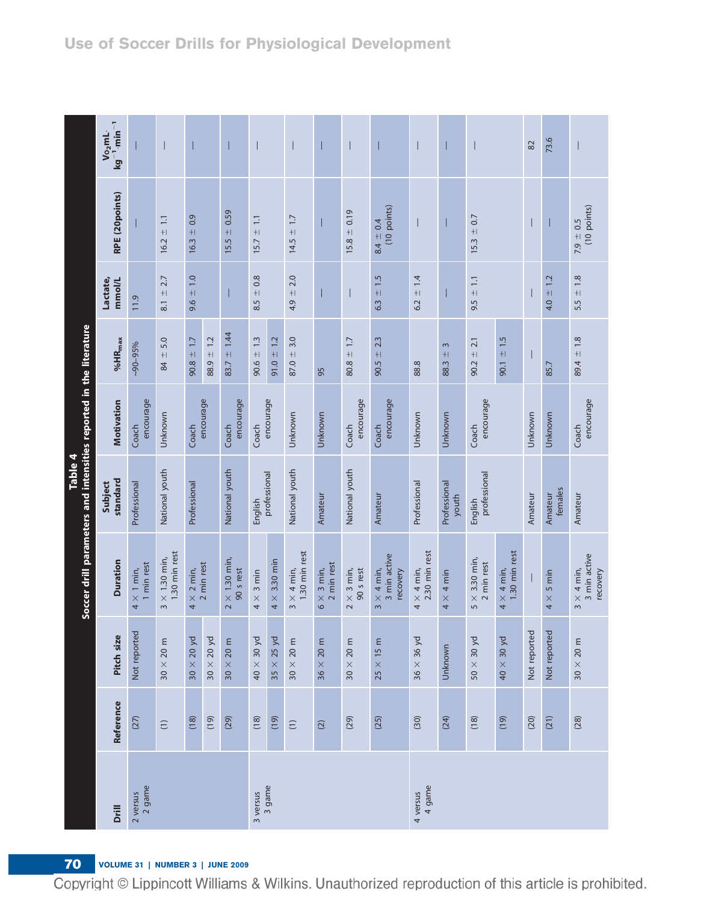**Table 4**
**Soccer drill parameters and intensities reported in the literature**

| Drill | Reference | Pitch size | Duration | Subject standard | Motivation | $\%HR_{max}$ | Lactate, mmol/L | RPE (20points) | $Vo_2 mL \cdot kg^{-1} \cdot min^{-1}$ |
|---|---|---|---|---|---|---|---|---|---|
| 2 versus 2 game | (27) | Not reported | 4 × 1 min, 1 min rest | Professional | Coach encourage | ~90–95% | 11.9 | — | — |
| | (1) | 30 × 20 m | 3 × 1.30 min, 1.30 min rest | National youth | Unknown | 84 ± 5.0 | 8.1 ± 2.7 | 16.2 ± 1.1 | — |
| | (18) | 30 × 20 yd | 4 × 2 min, 2 min rest | Professional | Coach encourage | 90.8 ± 1.7 | 9.6 ± 1.0 | 16.3 ± 0.9 | — |
| | (19) | 30 × 20 yd | | | | 88.9 ± 1.2 | | | |
| | (29) | 30 × 20 m | 2 × 1.30 min, 90 s rest | National youth | Coach encourage | 83.7 ± 1.44 | — | 15.5 ± 0.59 | — |
| 3 versus 3 game | (18) | 40 × 30 yd | 4 × 3 min | English professional | Coach encourage | 90.6 ± 1.3 | 8.5 ± 0.8 | 15.7 ± 1.1 | — |
| | (19) | 35 × 25 yd | 4 × 3.30 min | | | 91.0 ± 1.2 | | | |
| | (1) | 30 × 20 m | 3 × 4 min, 1.30 min rest | National youth | Unknown | 87.0 ± 3.0 | 4.9 ± 2.0 | 14.5 ± 1.7 | — |
| | (2) | 36 × 20 m | 6 × 3 min, 2 min rest | Amateur | Unknown | 95 | — | — | — |
| | (29) | 30 × 20 m | 2 × 3 min, 90 s rest | National youth | Coach encourage | 80.8 ± 1.7 | — | 15.8 ± 0.19 | — |
| | (25) | 25 × 15 m | 3 × 4 min, 3 min active recovery | Amateur | Coach encourage | 90.5 ± 2.3 | 6.3 ± 1.5 | 8.4 ± 0.4 (10 points) | — |
| 4 versus 4 game | (30) | 36 × 36 yd | 4 × 4 min, 2.30 min rest | Professional | Unknown | 88.8 | 6.2 ± 1.4 | — | — |
| | (24) | Unknown | 4 × 4 min | Professional youth | Unknown | 88.3 ± 3 | — | — | — |
| | (18) | 50 × 30 yd | 5 × 3.30 min, 2 min rest | English professional | Coach encourage | 90.2 ± 2.1 | 9.5 ± 1.1 | 15.3 ± 0.7 | — |
| | (19) | 40 × 30 yd | 4 × 4 min, 1.30 min rest | | | 90.1 ± 1.5 | | | |
| | (20) | Not reported | — | Amateur | Unknown | — | — | — | 82 |
| | (21) | Not reported | 4 × 5 min | Amateur females | Unknown | 85.7 | 4.0 ± 1.2 | — | 73.6 |
| | (28) | 30 × 20 m | 3 × 4 min, 3 min active recovery | Amateur | Coach encourage | 89.4 ± 1.8 | 5.5 ± 1.8 | 7.9 ± 0.5 (10 points) | — |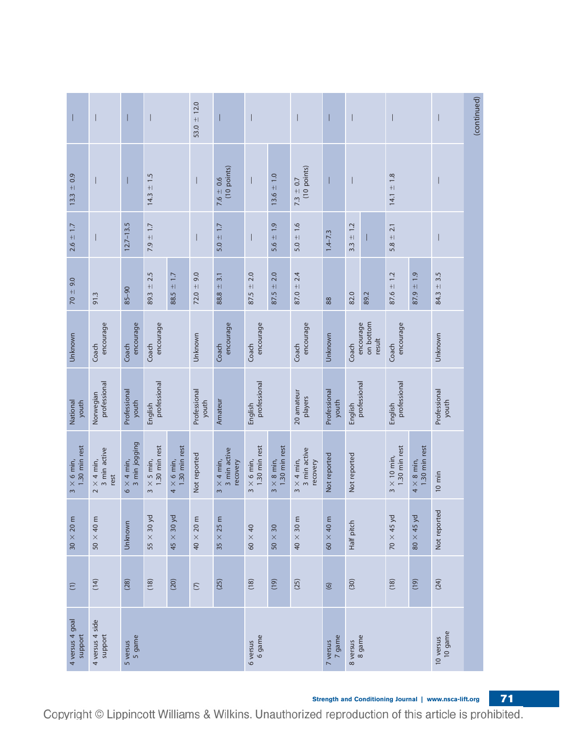| | | | | | | | | | |
|---|---|---|---|---|---|---|---|---|---|
| 4 versus 4 goal support | (1) | 30 × 20 m | 3 × 6 min, 1.30 min rest | National youth | Unknown | 70 ± 9.0 | 2.6 ± 1.7 | 13.3 ± 0.9 | — |
| 4 versus 4 side support | (14) | 50 × 40 m | 2 × 4 min, 3 min active rest | Norwegian professional | Coach encourage | 91.3 | — | — | — |
| 5 versus 5 game | (28) | Unknown | 6 × 4 min, 3 min jogging | Professional youth | Coach encourage | 85–90 | 12.7–13.5 | — | — |
| | (18) | 55 × 30 yd | 3 × 5 min, 1.30 min rest | English professional | Coach encourage | 89.3 ± 2.5 | 7.9 ± 1.7 | 14.3 ± 1.5 | — |
| | (20) | 45 × 30 yd | 4 × 6 min, 1.30 min rest | | | 88.5 ± 1.7 | | | |
| | (7) | 40 × 20 m | Not reported | Professional youth | Unknown | 72.0 ± 9.0 | — | — | 53.0 ± 12.0 |
| | (25) | 35 × 25 m | 3 × 4 min, 3 min active recovery | Amateur | Coach encourage | 88.8 ± 3.1 | 5.0 ± 1.7 | 7.6 ± 0.6 (10 points) | — |
| 6 versus 6 game | (18) | 60 × 40 | 3 × 6 min, 1.30 min rest | English professional | Coach encourage | 87.5 ± 2.0 | — | — | — |
| | (19) | 50 × 30 | 3 × 8 min, 1.30 min rest | | | 87.5 ± 2.0 | 5.6 ± 1.9 | 13.6 ± 1.0 | |
| | (25) | 40 × 30 m | 3 × 4 min, 3 min active recovery | 20 amateur players | Coach encourage | 87.0 ± 2.4 | 5.0 ± 1.6 | 7.3 ± 0.7 (10 points) | — |
| 7 versus 7 game | (6) | 60 × 40 m | Not reported | Professional youth | Unknown | 88 | 1.4–7.3 | — | — |
| 8 versus 8 game | (30) | Half pitch | Not reported | English professional | Coach encourage on bottom result | 82.0 | 3.3 ± 1.2 | — | — |
| | | | | | | 89.2 | — | | |
| | (18) | 70 × 45 yd | 3 × 10 min, 1.30 min rest | English professional | Coach encourage | 87.6 ± 1.2 | 5.8 ± 2.1 | 14.1 ± 1.8 | — |
| | (19) | 80 × 45 yd | 4 × 8 min, 1.30 min rest | | | 87.9 ± 1.9 | | | |
| 10 versus 10 game | (24) | Not reported | 10 min | Professional youth | Unknown | 84.3 ± 3.5 | — | — | — |

(continued)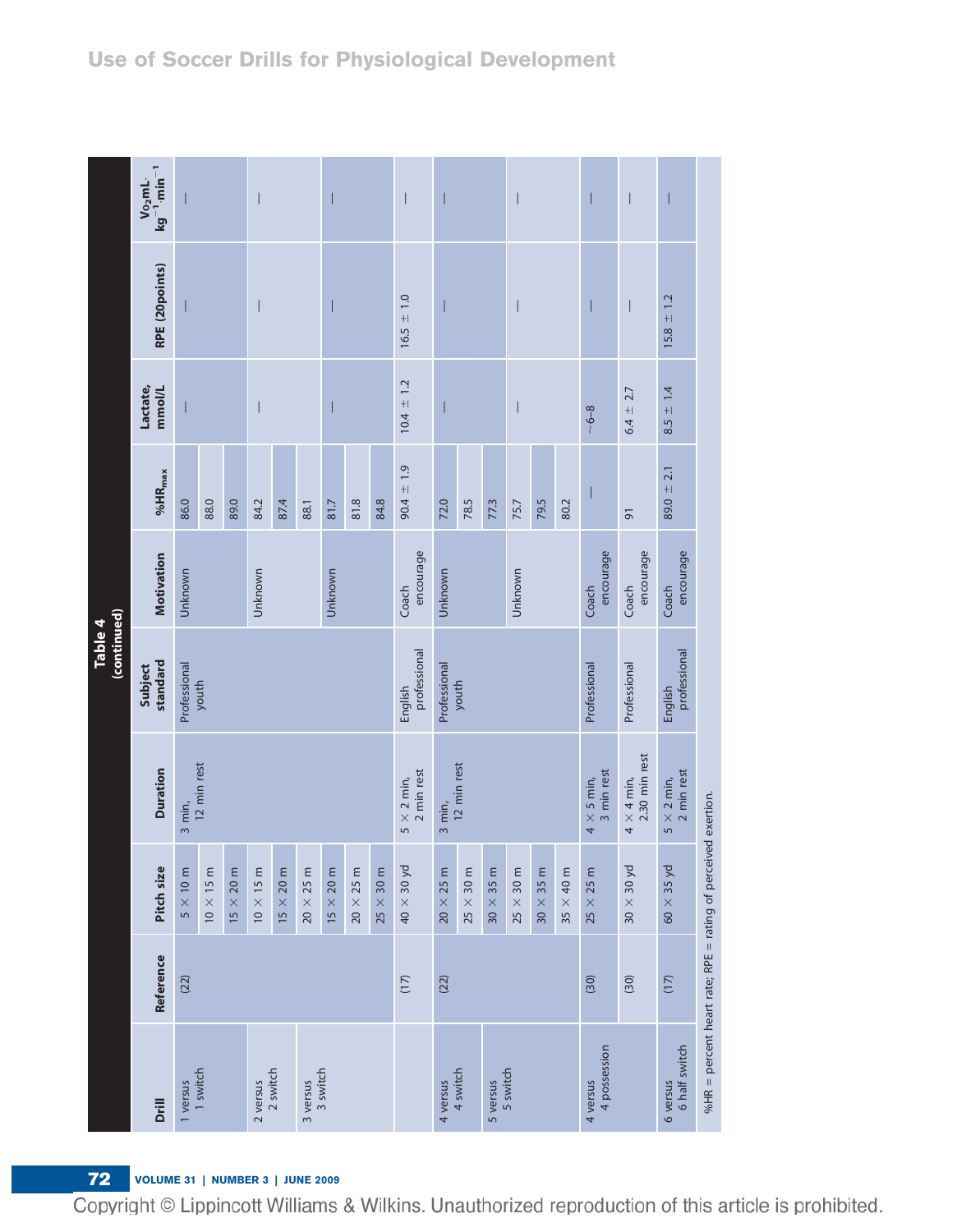**Table 4 (continued)**

| Drill | Reference | Pitch size | Duration | Subject standard | Motivation | %HR$_{max}$ | Lactate, mmol/L | RPE (20points) | $Vo_2$mL·kg$^{-1}$·min$^{-1}$ |
|---|---|---|---|---|---|---|---|---|---|
| 1 versus 1 switch | (22) | 5 × 10 m | 3 min, 12 min rest | Professional youth | Unknown | 86.0 | — | — | — |
| | | 10 × 15 m | | | | 88.0 | | | |
| | | 15 × 20 m | | | | 89.0 | | | |
| 2 versus 2 switch | | 10 × 15 m | | | Unknown | 84.2 | — | — | — |
| | | 15 × 20 m | | | | 87.4 | | | |
| | | 20 × 25 m | | | | 88.1 | | | |
| 3 versus 3 switch | | 15 × 20 m | | | Unknown | 81.7 | — | — | — |
| | | 20 × 25 m | | | | 81.8 | | | |
| | | 25 × 30 m | | | | 84.8 | | | |
| | (17) | 40 × 30 yd | 5 × 2 min, 2 min rest | English professional | Coach encourage | 90.4 ± 1.9 | 10.4 ± 1.2 | 16.5 ± 1.0 | — |
| 4 versus 4 switch | (22) | 20 × 25 m | 3 min, 12 min rest | Professional youth | Unknown | 72.0 | — | — | — |
| | | 25 × 30 m | | | | 78.5 | | | |
| | | 30 × 35 m | | | | 77.3 | | | |
| 5 versus 5 switch | | 25 × 30 m | | | Unknown | 75.7 | — | — | — |
| | | 30 × 35 m | | | | 79.5 | | | |
| | | 35 × 40 m | | | | 80.2 | | | |
| 4 versus 4 possession | (30) | 25 × 25 m | 4 × 5 min, 3 min rest | Professional | Coach encourage | — | ~6–8 | — | — |
| | (30) | 30 × 30 yd | 4 × 4 min, 2.30 min rest | Professional | Coach encourage | 91 | 6.4 ± 2.7 | — | — |
| 6 versus 6 half switch | (17) | 60 × 35 yd | 5 × 2 min, 2 min rest | English professional | Coach encourage | 89.0 ± 2.1 | 8.5 ± 1.4 | 15.8 ± 1.2 | — |

%HR = percent heart rate; RPE = rating of perceived exertion.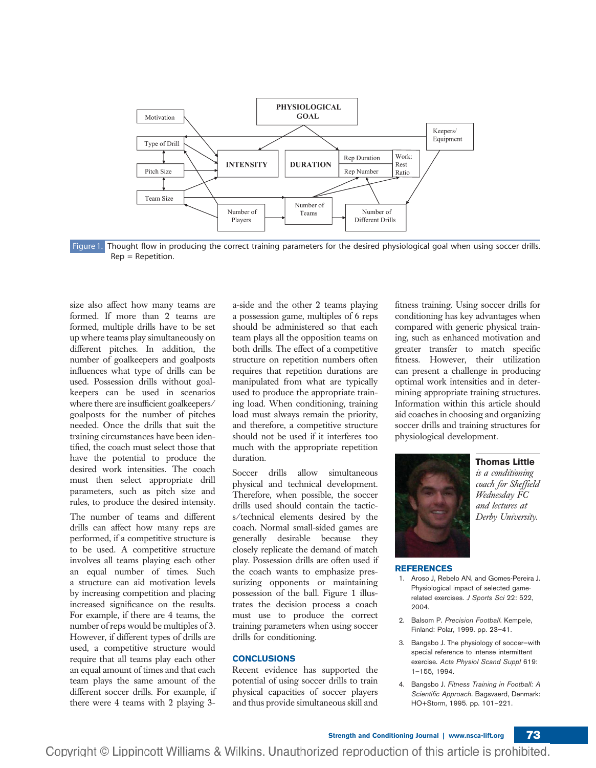PHYSIOLOGICAL GOAL

Motivation

Type of Drill

Pitch Size

Team Size

INTENSITY

DURATION

Rep Duration

Rep Number

Work: Rest Ratio

Keepers/ Equipment

Number of Players

Number of Teams

Number of Different Drills

Figure 1. Thought flow in producing the correct training parameters for the desired physiological goal when using soccer drills. Rep = Repetition.

size also affect how many teams are formed. If more than 2 teams are formed, multiple drills have to be set up where teams play simultaneously on different pitches. In addition, the number of goalkeepers and goalposts influences what type of drills can be used. Possession drills without goalkeepers can be used in scenarios where there are insufficient goalkeepers/goalposts for the number of pitches needed. Once the drills that suit the training circumstances have been identified, the coach must select those that have the potential to produce the desired work intensities. The coach must then select appropriate drill parameters, such as pitch size and rules, to produce the desired intensity.

The number of teams and different drills can affect how many reps are performed, if a competitive structure is to be used. A competitive structure involves all teams playing each other an equal number of times. Such a structure can aid motivation levels by increasing competition and placing increased significance on the results. For example, if there are 4 teams, the number of reps would be multiples of 3. However, if different types of drills are used, a competitive structure would require that all teams play each other an equal amount of times and that each team plays the same amount of the different soccer drills. For example, if there were 4 teams with 2 playing 3-a-side and the other 2 teams playing a possession game, multiples of 6 reps should be administered so that each team plays all the opposition teams on both drills. The effect of a competitive structure on repetition numbers often requires that repetition durations are manipulated from what are typically used to produce the appropriate training load. When conditioning, training load must always remain the priority, and therefore, a competitive structure should not be used if it interferes too much with the appropriate repetition duration.

Soccer drills allow simultaneous physical and technical development. Therefore, when possible, the soccer drills used should contain the tactics/technical elements desired by the coach. Normal small-sided games are generally desirable because they closely replicate the demand of match play. Possession drills are often used if the coach wants to emphasize pressurizing opponents or maintaining possession of the ball. Figure 1 illustrates the decision process a coach must use to produce the correct training parameters when using soccer drills for conditioning.

## CONCLUSIONS

Recent evidence has supported the potential of using soccer drills to train physical capacities of soccer players and thus provide simultaneous skill and fitness training. Using soccer drills for conditioning has key advantages when compared with generic physical training, such as enhanced motivation and greater transfer to match specific fitness. However, their utilization can present a challenge in producing optimal work intensities and in determining appropriate training structures. Information within this article should aid coaches in choosing and organizing soccer drills and training structures for physiological development.

**Thomas Little** *is a conditioning coach for Sheffield Wednesday FC and lectures at Derby University.*

## REFERENCES

1. Aroso J, Rebelo AN, and Gomes-Pereira J. Physiological impact of selected game-related exercises. *J Sports Sci* 22: 522, 2004.
2. Balsom P. *Precision Football.* Kempele, Finland: Polar, 1999. pp. 23–41.
3. Bangsbo J. The physiology of soccer—with special reference to intense intermittent exercise. *Acta Physiol Scand Suppl* 619: 1–155, 1994.
4. Bangsbo J. *Fitness Training in Football: A Scientific Approach.* Bagsvaerd, Denmark: HO+Storm, 1995. pp. 101–221.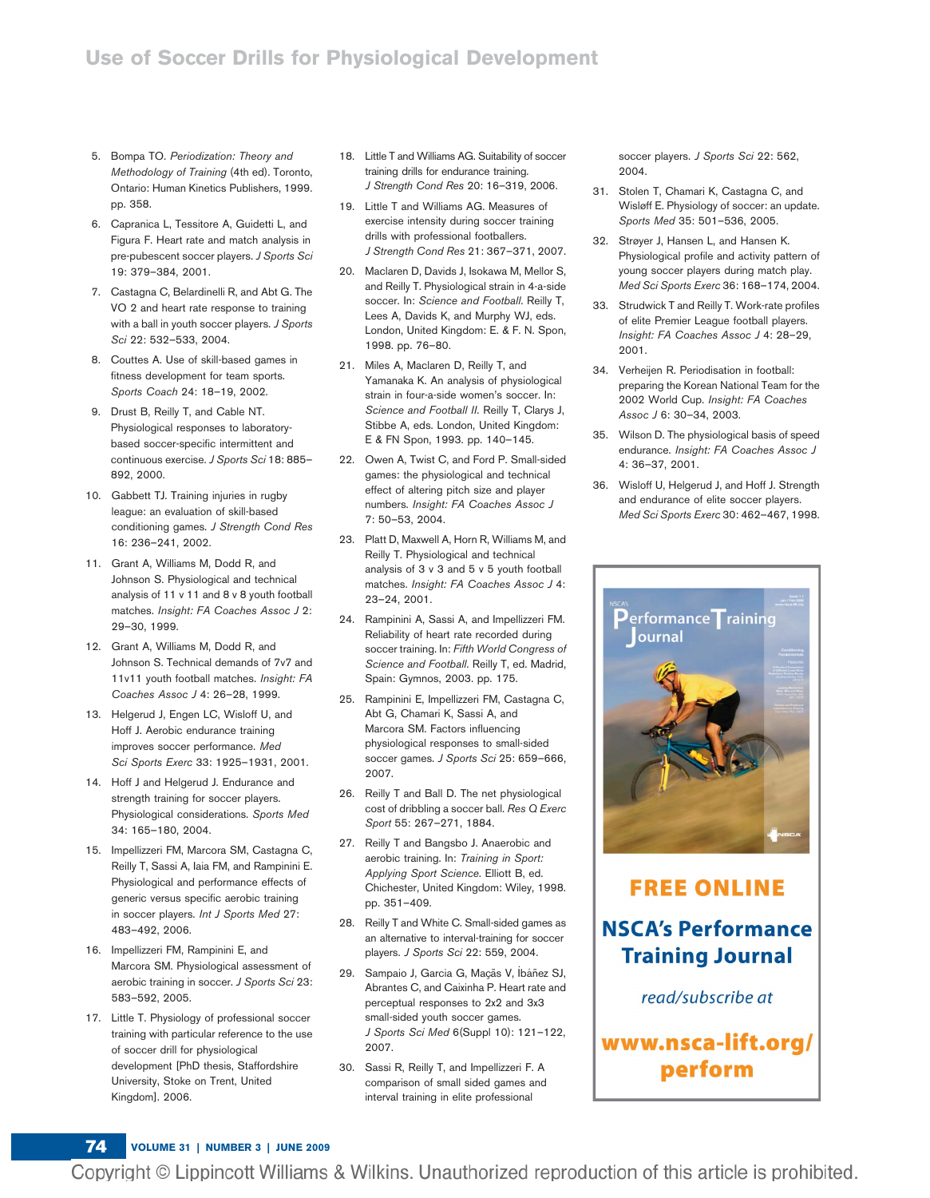5. Bompa TO. *Periodization: Theory and Methodology of Training* (4th ed). Toronto, Ontario: Human Kinetics Publishers, 1999. pp. 358.

6. Capranica L, Tessitore A, Guidetti L, and Figura F. Heart rate and match analysis in pre-pubescent soccer players. *J Sports Sci* 19: 379–384, 2001.

7. Castagna C, Belardinelli R, and Abt G. The VO 2 and heart rate response to training with a ball in youth soccer players. *J Sports Sci* 22: 532–533, 2004.

8. Couttes A. Use of skill-based games in fitness development for team sports. *Sports Coach* 24: 18–19, 2002.

9. Drust B, Reilly T, and Cable NT. Physiological responses to laboratory-based soccer-specific intermittent and continuous exercise. *J Sports Sci* 18: 885–892, 2000.

10. Gabbett TJ. Training injuries in rugby league: an evaluation of skill-based conditioning games. *J Strength Cond Res* 16: 236–241, 2002.

11. Grant A, Williams M, Dodd R, and Johnson S. Physiological and technical analysis of 11 v 11 and 8 v 8 youth football matches. *Insight: FA Coaches Assoc J* 2: 29–30, 1999.

12. Grant A, Williams M, Dodd R, and Johnson S. Technical demands of 7v7 and 11v11 youth football matches. *Insight: FA Coaches Assoc J* 4: 26–28, 1999.

13. Helgerud J, Engen LC, Wisloff U, and Hoff J. Aerobic endurance training improves soccer performance. *Med Sci Sports Exerc* 33: 1925–1931, 2001.

14. Hoff J and Helgerud J. Endurance and strength training for soccer players. Physiological considerations. *Sports Med* 34: 165–180, 2004.

15. Impellizzeri FM, Marcora SM, Castagna C, Reilly T, Sassi A, Iaia FM, and Rampinini E. Physiological and performance effects of generic versus specific aerobic training in soccer players. *Int J Sports Med* 27: 483–492, 2006.

16. Impellizzeri FM, Rampinini E, and Marcora SM. Physiological assessment of aerobic training in soccer. *J Sports Sci* 23: 583–592, 2005.

17. Little T. Physiology of professional soccer training with particular reference to the use of soccer drill for physiological development [PhD thesis, Staffordshire University, Stoke on Trent, United Kingdom]. 2006.

18. Little T and Williams AG. Suitability of soccer training drills for endurance training. *J Strength Cond Res* 20: 16–319, 2006.

19. Little T and Williams AG. Measures of exercise intensity during soccer training drills with professional footballers. *J Strength Cond Res* 21: 367–371, 2007.

20. Maclaren D, Davids J, Isokawa M, Mellor S, and Reilly T. Physiological strain in 4-a-side soccer. In: *Science and Football*. Reilly T, Lees A, Davids K, and Murphy WJ, eds. London, United Kingdom: E. & F. N. Spon, 1998. pp. 76–80.

21. Miles A, Maclaren D, Reilly T, and Yamanaka K. An analysis of physiological strain in four-a-side women's soccer. In: *Science and Football II*. Reilly T, Clarys J, Stibbe A, eds. London, United Kingdom: E & FN Spon, 1993. pp. 140–145.

22. Owen A, Twist C, and Ford P. Small-sided games: the physiological and technical effect of altering pitch size and player numbers. *Insight: FA Coaches Assoc J* 7: 50–53, 2004.

23. Platt D, Maxwell A, Horn R, Williams M, and Reilly T. Physiological and technical analysis of 3 v 3 and 5 v 5 youth football matches. *Insight: FA Coaches Assoc J* 4: 23–24, 2001.

24. Rampinini E, Sassi A, and Impellizzeri FM. Reliability of heart rate recorded during soccer training. In: *Fifth World Congress of Science and Football*. Reilly T, ed. Madrid, Spain: Gymnos, 2003. pp. 175.

25. Rampinini E, Impellizzeri FM, Castagna C, Abt G, Chamari K, Sassi A, and Marcora SM. Factors influencing physiological responses to small-sided soccer games. *J Sports Sci* 25: 659–666, 2007.

26. Reilly T and Ball D. The net physiological cost of dribbling a soccer ball. *Res Q Exerc Sport* 55: 267–271, 1884.

27. Reilly T and Bangsbo J. Anaerobic and aerobic training. In: *Training in Sport: Applying Sport Science*. Elliott B, ed. Chichester, United Kingdom: Wiley, 1998. pp. 351–409.

28. Reilly T and White C. Small-sided games as an alternative to interval-training for soccer players. *J Sports Sci* 22: 559, 2004.

29. Sampaio J, Garcia G, Maçãs V, Ibáñez SJ, Abrantes C, and Caixinha P. Heart rate and perceptual responses to 2x2 and 3x3 small-sided youth soccer games. *J Sports Sci Med* 6(Suppl 10): 121–122, 2007.

30. Sassi R, Reilly T, and Impellizzeri F. A comparison of small sided games and interval training in elite professional soccer players. *J Sports Sci* 22: 562, 2004.

31. Stolen T, Chamari K, Castagna C, and Wisløff E. Physiology of soccer: an update. *Sports Med* 35: 501–536, 2005.

32. Strøyer J, Hansen L, and Hansen K. Physiological profile and activity pattern of young soccer players during match play. *Med Sci Sports Exerc* 36: 168–174, 2004.

33. Strudwick T and Reilly T. Work-rate profiles of elite Premier League football players. *Insight: FA Coaches Assoc J* 4: 28–29, 2001.

34. Verheijen R. Periodisation in football: preparing the Korean National Team for the 2002 World Cup. *Insight: FA Coaches Assoc J* 6: 30–34, 2003.

35. Wilson D. The physiological basis of speed endurance. *Insight: FA Coaches Assoc J* 4: 36–37, 2001.

36. Wisloff U, Helgerud J, and Hoff J. Strength and endurance of elite soccer players. *Med Sci Sports Exerc* 30: 462–467, 1998.

FREE ONLINE

NSCA's Performance Training Journal

read/subscribe at

www.nsca-lift.org/perform